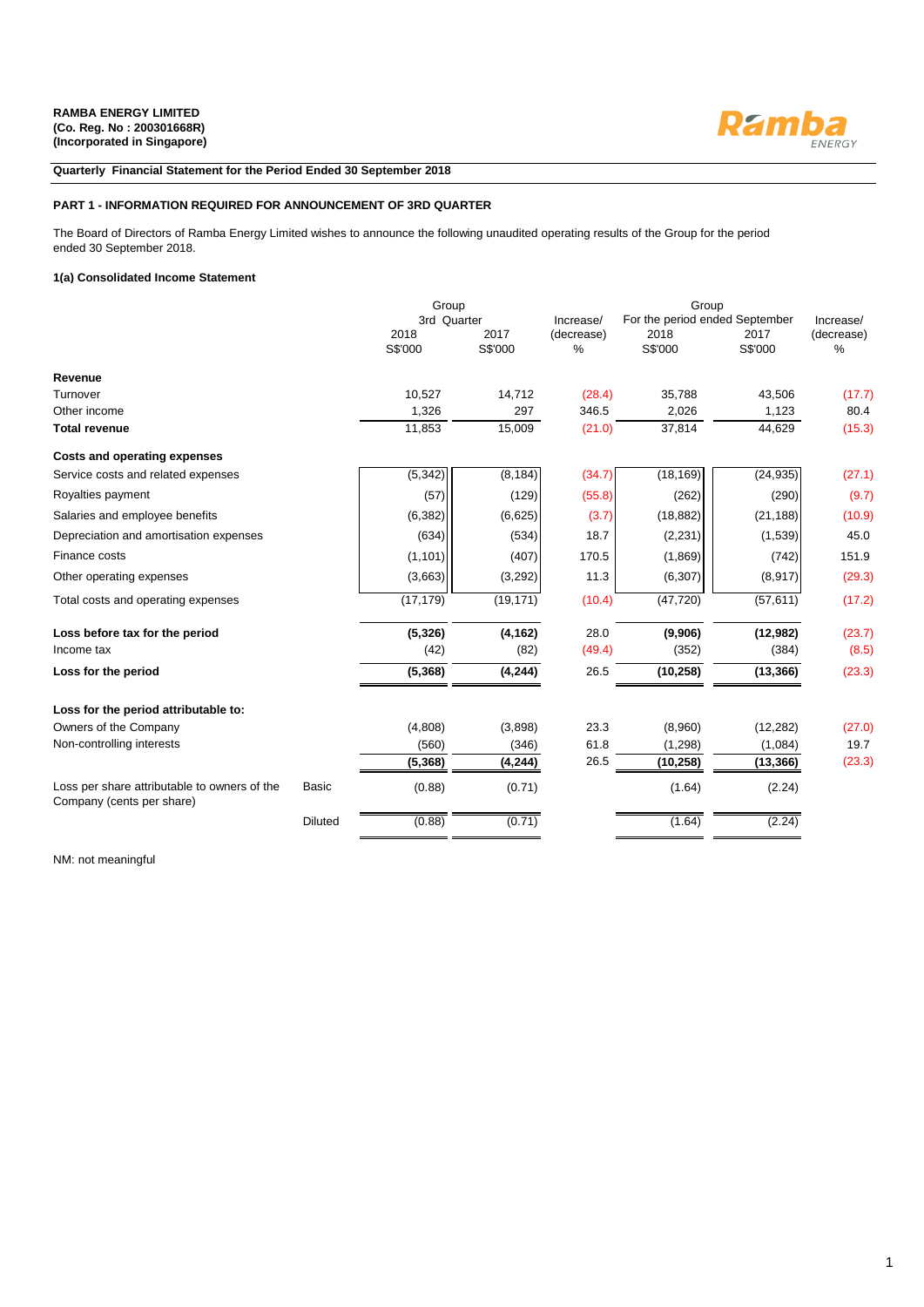**RAMBA ENERGY LIMITED**
**(Co. Reg. No : 200301668R)**
**(Incorporated in Singapore)**

**Quarterly Financial Statement for the Period Ended 30 September 2018**

**PART 1 - INFORMATION REQUIRED FOR ANNOUNCEMENT OF 3RD QUARTER**

The Board of Directors of Ramba Energy Limited wishes to announce the following unaudited operating results of the Group for the period ended 30 September 2018.

**1(a) Consolidated Income Statement**

| | | Group 3rd Quarter | | Increase/ (decrease) | Group For the period ended September | | Increase/ (decrease) |
|---|---|---|---|---|---|---|---|
| | | 2018 | 2017 | | 2018 | 2017 | |
| | | S$'000 | S$'000 | % | S$'000 | S$'000 | % |
| **Revenue** | | | | | | | |
| Turnover | | 10,527 | 14,712 | (28.4) | 35,788 | 43,506 | (17.7) |
| Other income | | 1,326 | 297 | 346.5 | 2,026 | 1,123 | 80.4 |
| **Total revenue** | | 11,853 | 15,009 | (21.0) | 37,814 | 44,629 | (15.3) |
| **Costs and operating expenses** | | | | | | | |
| Service costs and related expenses | | (5,342) | (8,184) | (34.7) | (18,169) | (24,935) | (27.1) |
| Royalties payment | | (57) | (129) | (55.8) | (262) | (290) | (9.7) |
| Salaries and employee benefits | | (6,382) | (6,625) | (3.7) | (18,882) | (21,188) | (10.9) |
| Depreciation and amortisation expenses | | (634) | (534) | 18.7 | (2,231) | (1,539) | 45.0 |
| Finance costs | | (1,101) | (407) | 170.5 | (1,869) | (742) | 151.9 |
| Other operating expenses | | (3,663) | (3,292) | 11.3 | (6,307) | (8,917) | (29.3) |
| Total costs and operating expenses | | (17,179) | (19,171) | (10.4) | (47,720) | (57,611) | (17.2) |
| **Loss before tax for the period** | | **(5,326)** | **(4,162)** | 28.0 | **(9,906)** | **(12,982)** | (23.7) |
| Income tax | | (42) | (82) | (49.4) | (352) | (384) | (8.5) |
| **Loss for the period** | | **(5,368)** | **(4,244)** | 26.5 | **(10,258)** | **(13,366)** | (23.3) |
| **Loss for the period attributable to:** | | | | | | | |
| Owners of the Company | | (4,808) | (3,898) | 23.3 | (8,960) | (12,282) | (27.0) |
| Non-controlling interests | | (560) | (346) | 61.8 | (1,298) | (1,084) | 19.7 |
| | | **(5,368)** | **(4,244)** | 26.5 | **(10,258)** | **(13,366)** | (23.3) |
| Loss per share attributable to owners of the Company (cents per share) | Basic | (0.88) | (0.71) | | (1.64) | (2.24) | |
| | Diluted | (0.88) | (0.71) | | (1.64) | (2.24) | |

NM: not meaningful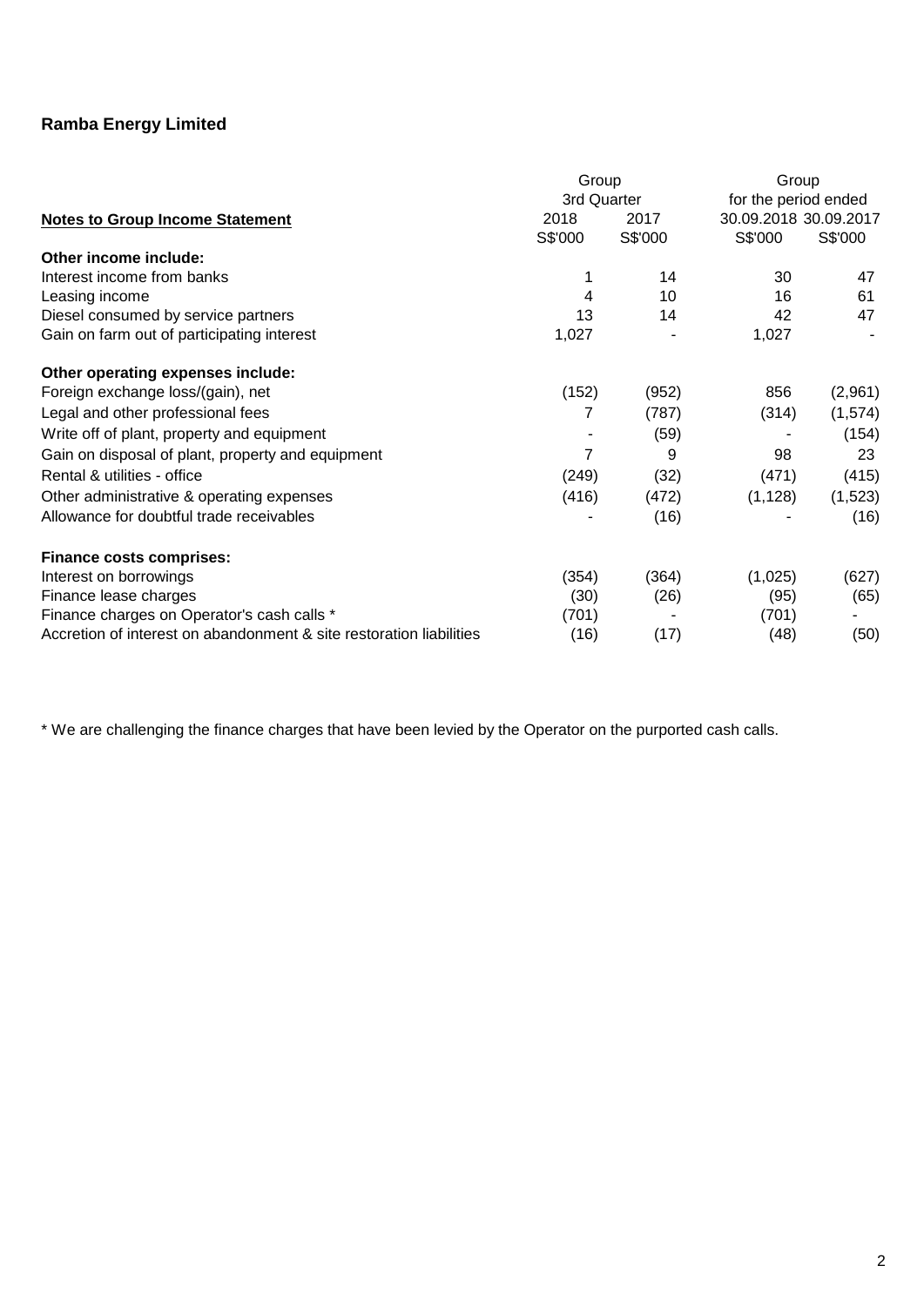## Ramba Energy Limited

| Notes to Group Income Statement | Group 3rd Quarter 2018 S$'000 | Group 3rd Quarter 2017 S$'000 | Group for the period ended 30.09.2018 S$'000 | Group for the period ended 30.09.2017 S$'000 |
|---|---|---|---|---|
| **Other income include:** | | | | |
| Interest income from banks | 1 | 14 | 30 | 47 |
| Leasing income | 4 | 10 | 16 | 61 |
| Diesel consumed by service partners | 13 | 14 | 42 | 47 |
| Gain on farm out of participating interest | 1,027 | - | 1,027 | - |
| **Other operating expenses include:** | | | | |
| Foreign exchange loss/(gain), net | (152) | (952) | 856 | (2,961) |
| Legal and other professional fees | 7 | (787) | (314) | (1,574) |
| Write off of plant, property and equipment | - | (59) | - | (154) |
| Gain on disposal of plant, property and equipment | 7 | 9 | 98 | 23 |
| Rental & utilities - office | (249) | (32) | (471) | (415) |
| Other administrative & operating expenses | (416) | (472) | (1,128) | (1,523) |
| Allowance for doubtful trade receivables | - | (16) | - | (16) |
| **Finance costs comprises:** | | | | |
| Interest on borrowings | (354) | (364) | (1,025) | (627) |
| Finance lease charges | (30) | (26) | (95) | (65) |
| Finance charges on Operator's cash calls * | (701) | - | (701) | - |
| Accretion of interest on abandonment & site restoration liabilities | (16) | (17) | (48) | (50) |

* We are challenging the finance charges that have been levied by the Operator on the purported cash calls.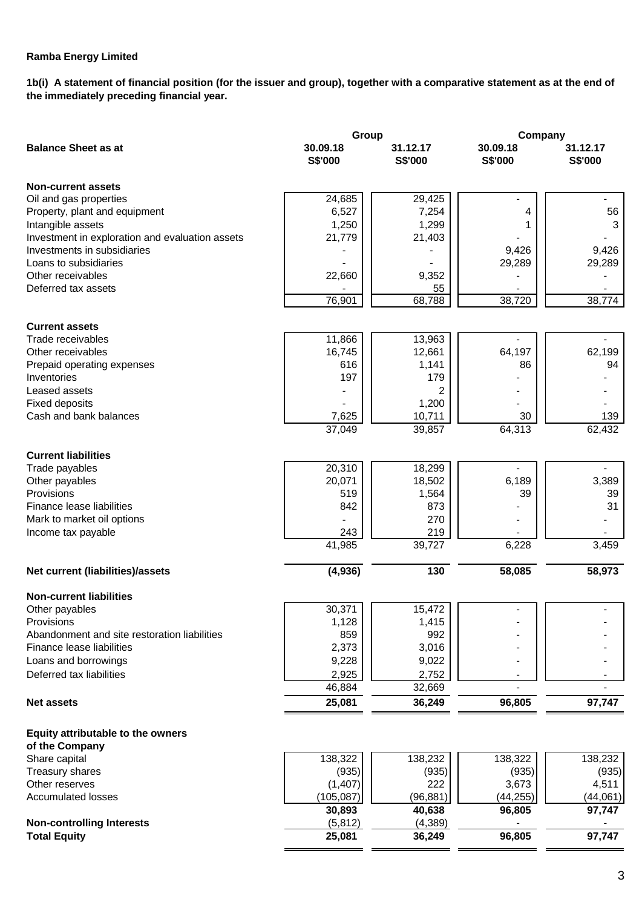**Ramba Energy Limited**

**1b(i) A statement of financial position (for the issuer and group), together with a comparative statement as at the end of the immediately preceding financial year.**

| Balance Sheet as at | Group | | Company | |
|---|---|---|---|---|
| | **30.09.18** | **31.12.17** | **30.09.18** | **31.12.17** |
| | **S$'000** | **S$'000** | **S$'000** | **S$'000** |
| **Non-current assets** | | | | |
| Oil and gas properties | 24,685 | 29,425 | - | - |
| Property, plant and equipment | 6,527 | 7,254 | 4 | 56 |
| Intangible assets | 1,250 | 1,299 | 1 | 3 |
| Investment in exploration and evaluation assets | 21,779 | 21,403 | - | - |
| Investments in subsidiaries | - | - | 9,426 | 9,426 |
| Loans to subsidiaries | - | - | 29,289 | 29,289 |
| Other receivables | 22,660 | 9,352 | - | - |
| Deferred tax assets | - | 55 | - | - |
| | 76,901 | 68,788 | 38,720 | 38,774 |
| **Current assets** | | | | |
| Trade receivables | 11,866 | 13,963 | - | - |
| Other receivables | 16,745 | 12,661 | 64,197 | 62,199 |
| Prepaid operating expenses | 616 | 1,141 | 86 | 94 |
| Inventories | 197 | 179 | - | - |
| Leased assets | - | 2 | - | - |
| Fixed deposits | - | 1,200 | - | - |
| Cash and bank balances | 7,625 | 10,711 | 30 | 139 |
| | 37,049 | 39,857 | 64,313 | 62,432 |
| **Current liabilities** | | | | |
| Trade payables | 20,310 | 18,299 | - | - |
| Other payables | 20,071 | 18,502 | 6,189 | 3,389 |
| Provisions | 519 | 1,564 | 39 | 39 |
| Finance lease liabilities | 842 | 873 | - | 31 |
| Mark to market oil options | - | 270 | - | - |
| Income tax payable | 243 | 219 | - | - |
| | 41,985 | 39,727 | 6,228 | 3,459 |
| **Net current (liabilities)/assets** | **(4,936)** | **130** | **58,085** | **58,973** |
| **Non-current liabilities** | | | | |
| Other payables | 30,371 | 15,472 | - | - |
| Provisions | 1,128 | 1,415 | - | - |
| Abandonment and site restoration liabilities | 859 | 992 | - | - |
| Finance lease liabilities | 2,373 | 3,016 | - | - |
| Loans and borrowings | 9,228 | 9,022 | - | - |
| Deferred tax liabilities | 2,925 | 2,752 | - | - |
| | 46,884 | 32,669 | - | - |
| **Net assets** | **25,081** | **36,249** | **96,805** | **97,747** |
| **Equity attributable to the owners of the Company** | | | | |
| Share capital | 138,322 | 138,232 | 138,322 | 138,232 |
| Treasury shares | (935) | (935) | (935) | (935) |
| Other reserves | (1,407) | 222 | 3,673 | 4,511 |
| Accumulated losses | (105,087) | (96,881) | (44,255) | (44,061) |
| | **30,893** | **40,638** | **96,805** | **97,747** |
| **Non-controlling Interests** | (5,812) | (4,389) | - | - |
| **Total Equity** | **25,081** | **36,249** | **96,805** | **97,747** |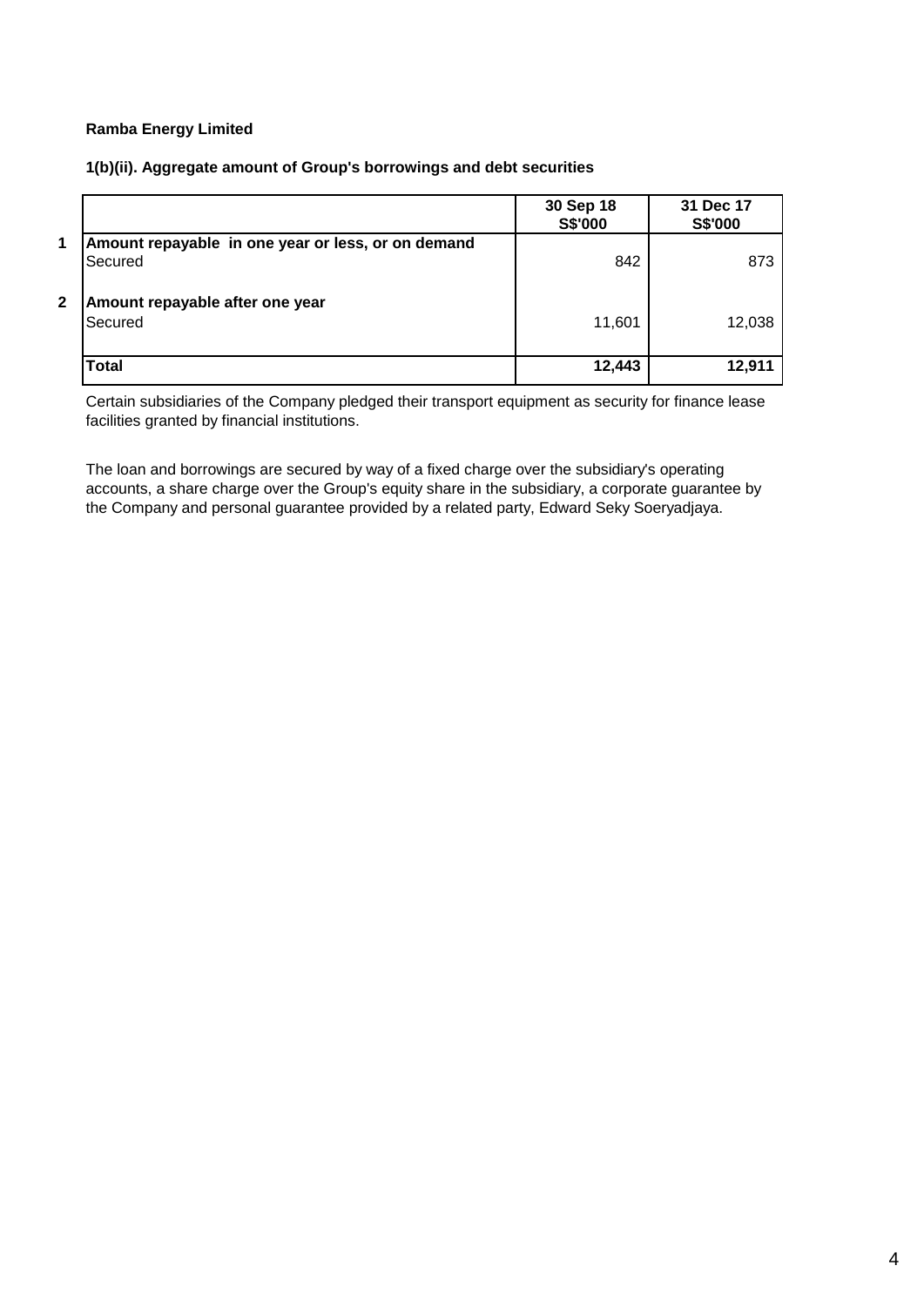**Ramba Energy Limited**

**1(b)(ii). Aggregate amount of Group's borrowings and debt securities**

| | | 30 Sep 18<br>S$'000 | 31 Dec 17<br>S$'000 |
|---|---|---|---|
| 1 | **Amount repayable in one year or less, or on demand** | | |
| | Secured | 842 | 873 |
| 2 | **Amount repayable after one year** | | |
| | Secured | 11,601 | 12,038 |
| | **Total** | **12,443** | **12,911** |

Certain subsidiaries of the Company pledged their transport equipment as security for finance lease facilities granted by financial institutions.

The loan and borrowings are secured by way of a fixed charge over the subsidiary's operating accounts, a share charge over the Group's equity share in the subsidiary, a corporate guarantee by the Company and personal guarantee provided by a related party, Edward Seky Soeryadjaya.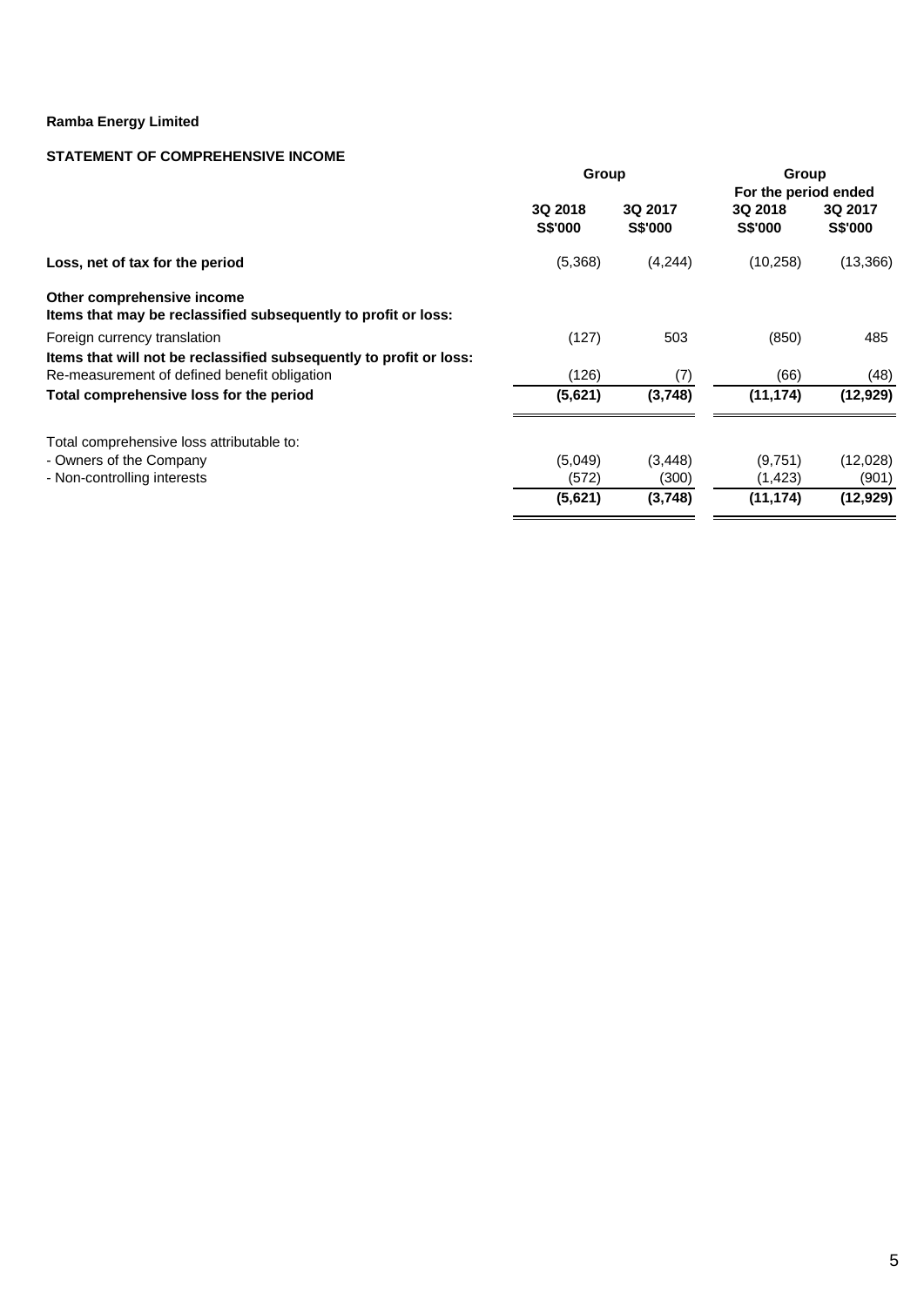**Ramba Energy Limited**

**STATEMENT OF COMPREHENSIVE INCOME**

| | Group | | Group For the period ended | |
|---|---|---|---|---|
| | **3Q 2018 S$'000** | **3Q 2017 S$'000** | **3Q 2018 S$'000** | **3Q 2017 S$'000** |
| **Loss, net of tax for the period** | (5,368) | (4,244) | (10,258) | (13,366) |
| **Other comprehensive income** | | | | |
| **Items that may be reclassified subsequently to profit or loss:** | | | | |
| Foreign currency translation | (127) | 503 | (850) | 485 |
| **Items that will not be reclassified subsequently to profit or loss:** | | | | |
| Re-measurement of defined benefit obligation | (126) | (7) | (66) | (48) |
| **Total comprehensive loss for the period** | **(5,621)** | **(3,748)** | **(11,174)** | **(12,929)** |
| Total comprehensive loss attributable to: | | | | |
| - Owners of the Company | (5,049) | (3,448) | (9,751) | (12,028) |
| - Non-controlling interests | (572) | (300) | (1,423) | (901) |
| | **(5,621)** | **(3,748)** | **(11,174)** | **(12,929)** |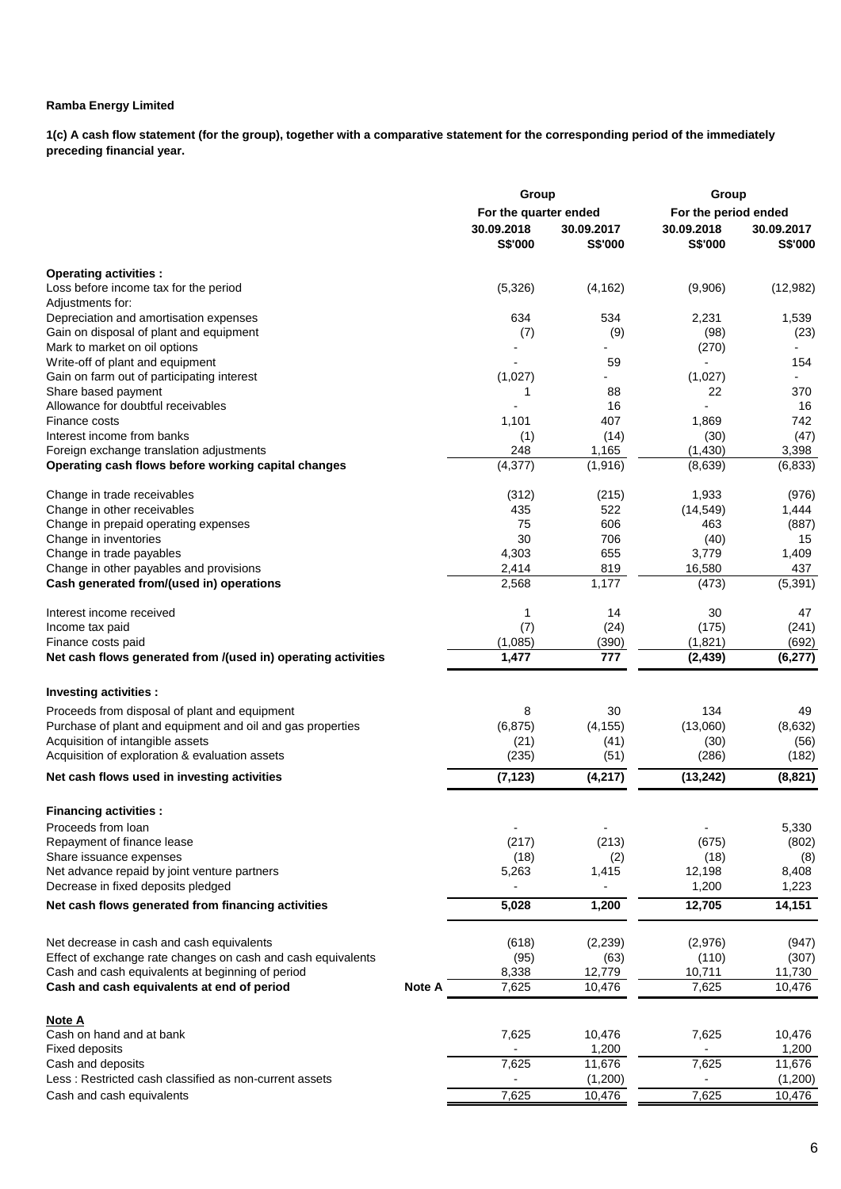**Ramba Energy Limited**

**1(c) A cash flow statement (for the group), together with a comparative statement for the corresponding period of the immediately preceding financial year.**

| | | Group | | Group | |
|---|---|---|---|---|---|
| | | For the quarter ended | | For the period ended | |
| | | 30.09.2018 | 30.09.2017 | 30.09.2018 | 30.09.2017 |
| | | S$'000 | S$'000 | S$'000 | S$'000 |
| **Operating activities :** | | | | | |
| Loss before income tax for the period | | (5,326) | (4,162) | (9,906) | (12,982) |
| Adjustments for: | | | | | |
| Depreciation and amortisation expenses | | 634 | 534 | 2,231 | 1,539 |
| Gain on disposal of plant and equipment | | (7) | (9) | (98) | (23) |
| Mark to market on oil options | | - | - | (270) | - |
| Write-off of plant and equipment | | - | 59 | - | 154 |
| Gain on farm out of participating interest | | (1,027) | - | (1,027) | - |
| Share based payment | | 1 | 88 | 22 | 370 |
| Allowance for doubtful receivables | | - | 16 | - | 16 |
| Finance costs | | 1,101 | 407 | 1,869 | 742 |
| Interest income from banks | | (1) | (14) | (30) | (47) |
| Foreign exchange translation adjustments | | 248 | 1,165 | (1,430) | 3,398 |
| **Operating cash flows before working capital changes** | | (4,377) | (1,916) | (8,639) | (6,833) |
| Change in trade receivables | | (312) | (215) | 1,933 | (976) |
| Change in other receivables | | 435 | 522 | (14,549) | 1,444 |
| Change in prepaid operating expenses | | 75 | 606 | 463 | (887) |
| Change in inventories | | 30 | 706 | (40) | 15 |
| Change in trade payables | | 4,303 | 655 | 3,779 | 1,409 |
| Change in other payables and provisions | | 2,414 | 819 | 16,580 | 437 |
| **Cash generated from/(used in) operations** | | 2,568 | 1,177 | (473) | (5,391) |
| Interest income received | | 1 | 14 | 30 | 47 |
| Income tax paid | | (7) | (24) | (175) | (241) |
| Finance costs paid | | (1,085) | (390) | (1,821) | (692) |
| **Net cash flows generated from /(used in) operating activities** | | **1,477** | **777** | **(2,439)** | **(6,277)** |
| **Investing activities :** | | | | | |
| Proceeds from disposal of plant and equipment | | 8 | 30 | 134 | 49 |
| Purchase of plant and equipment and oil and gas properties | | (6,875) | (4,155) | (13,060) | (8,632) |
| Acquisition of intangible assets | | (21) | (41) | (30) | (56) |
| Acquisition of exploration & evaluation assets | | (235) | (51) | (286) | (182) |
| **Net cash flows used in investing activities** | | **(7,123)** | **(4,217)** | **(13,242)** | **(8,821)** |
| **Financing activities :** | | | | | |
| Proceeds from loan | | - | - | - | 5,330 |
| Repayment of finance lease | | (217) | (213) | (675) | (802) |
| Share issuance expenses | | (18) | (2) | (18) | (8) |
| Net advance repaid by joint venture partners | | 5,263 | 1,415 | 12,198 | 8,408 |
| Decrease in fixed deposits pledged | | - | - | 1,200 | 1,223 |
| **Net cash flows generated from financing activities** | | **5,028** | **1,200** | **12,705** | **14,151** |
| Net decrease in cash and cash equivalents | | (618) | (2,239) | (2,976) | (947) |
| Effect of exchange rate changes on cash and cash equivalents | | (95) | (63) | (110) | (307) |
| Cash and cash equivalents at beginning of period | | 8,338 | 12,779 | 10,711 | 11,730 |
| **Cash and cash equivalents at end of period** | **Note A** | 7,625 | 10,476 | 7,625 | 10,476 |
| **Note A** | | | | | |
| Cash on hand and at bank | | 7,625 | 10,476 | 7,625 | 10,476 |
| Fixed deposits | | - | 1,200 | - | 1,200 |
| Cash and deposits | | 7,625 | 11,676 | 7,625 | 11,676 |
| Less : Restricted cash classified as non-current assets | | - | (1,200) | - | (1,200) |
| Cash and cash equivalents | | 7,625 | 10,476 | 7,625 | 10,476 |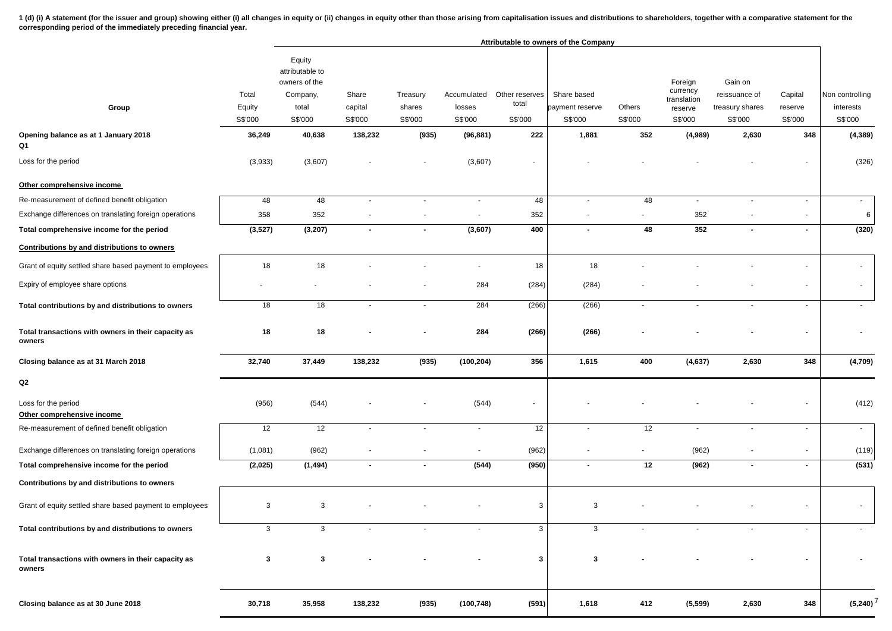**1 (d) (i) A statement (for the issuer and group) showing either (i) all changes in equity or (ii) changes in equity other than those arising from capitalisation issues and distributions to shareholders, together with a comparative statement for the corresponding period of the immediately preceding financial year.**

| Group | Total Equity S$'000 | Attributable to owners of the Company: Equity attributable to owners of the Company, total S$'000 | Share capital S$'000 | Treasury shares S$'000 | Accumulated losses S$'000 | Other reserves total S$'000 | Share based payment reserve S$'000 | Others S$'000 | Foreign currency translation reserve S$'000 | Gain on reissuance of treasury shares S$'000 | Capital reserve S$'000 | Non controlling interests S$'000 |
|---|---|---|---|---|---|---|---|---|---|---|---|---|
| **Opening balance as at 1 January 2018** | **36,249** | **40,638** | **138,232** | **(935)** | **(96,881)** | **222** | **1,881** | **352** | **(4,989)** | **2,630** | **348** | **(4,389)** |
| **Q1** | | | | | | | | | | | | |
| Loss for the period | (3,933) | (3,607) | - | - | (3,607) | - | - | - | - | - | - | (326) |
| **Other comprehensive income** | | | | | | | | | | | | |
| Re-measurement of defined benefit obligation | 48 | 48 | - | - | - | 48 | - | 48 | - | - | - | - |
| Exchange differences on translating foreign operations | 358 | 352 | - | - | - | 352 | - | - | 352 | - | - | 6 |
| **Total comprehensive income for the period** | **(3,527)** | **(3,207)** | **-** | **-** | **(3,607)** | **400** | **-** | **48** | **352** | **-** | **-** | **(320)** |
| **Contributions by and distributions to owners** | | | | | | | | | | | | |
| Grant of equity settled share based payment to employees | 18 | 18 | - | - | - | 18 | 18 | - | - | - | - | - |
| Expiry of employee share options | - | - | - | - | 284 | (284) | (284) | - | - | - | - | - |
| **Total contributions by and distributions to owners** | 18 | 18 | - | - | 284 | (266) | (266) | - | - | - | - | - |
| **Total transactions with owners in their capacity as owners** | **18** | **18** | **-** | **-** | **284** | **(266)** | **(266)** | **-** | **-** | **-** | **-** | **-** |
| **Closing balance as at 31 March 2018** | **32,740** | **37,449** | **138,232** | **(935)** | **(100,204)** | **356** | **1,615** | **400** | **(4,637)** | **2,630** | **348** | **(4,709)** |
| **Q2** | | | | | | | | | | | | |
| Loss for the period | (956) | (544) | - | - | (544) | - | - | - | - | - | - | (412) |
| **Other comprehensive income** | | | | | | | | | | | | |
| Re-measurement of defined benefit obligation | 12 | 12 | - | - | - | 12 | - | 12 | - | - | - | - |
| Exchange differences on translating foreign operations | (1,081) | (962) | - | - | - | (962) | - | - | (962) | - | - | (119) |
| **Total comprehensive income for the period** | **(2,025)** | **(1,494)** | **-** | **-** | **(544)** | **(950)** | **-** | **12** | **(962)** | **-** | **-** | **(531)** |
| **Contributions by and distributions to owners** | | | | | | | | | | | | |
| Grant of equity settled share based payment to employees | 3 | 3 | - | - | - | 3 | 3 | - | - | - | - | - |
| **Total contributions by and distributions to owners** | 3 | 3 | - | - | - | 3 | 3 | - | - | - | - | - |
| **Total transactions with owners in their capacity as owners** | **3** | **3** | **-** | **-** | **-** | **3** | **3** | **-** | **-** | **-** | **-** | **-** |
| **Closing balance as at 30 June 2018** | **30,718** | **35,958** | **138,232** | **(935)** | **(100,748)** | **(591)** | **1,618** | **412** | **(5,599)** | **2,630** | **348** | **(5,240)** |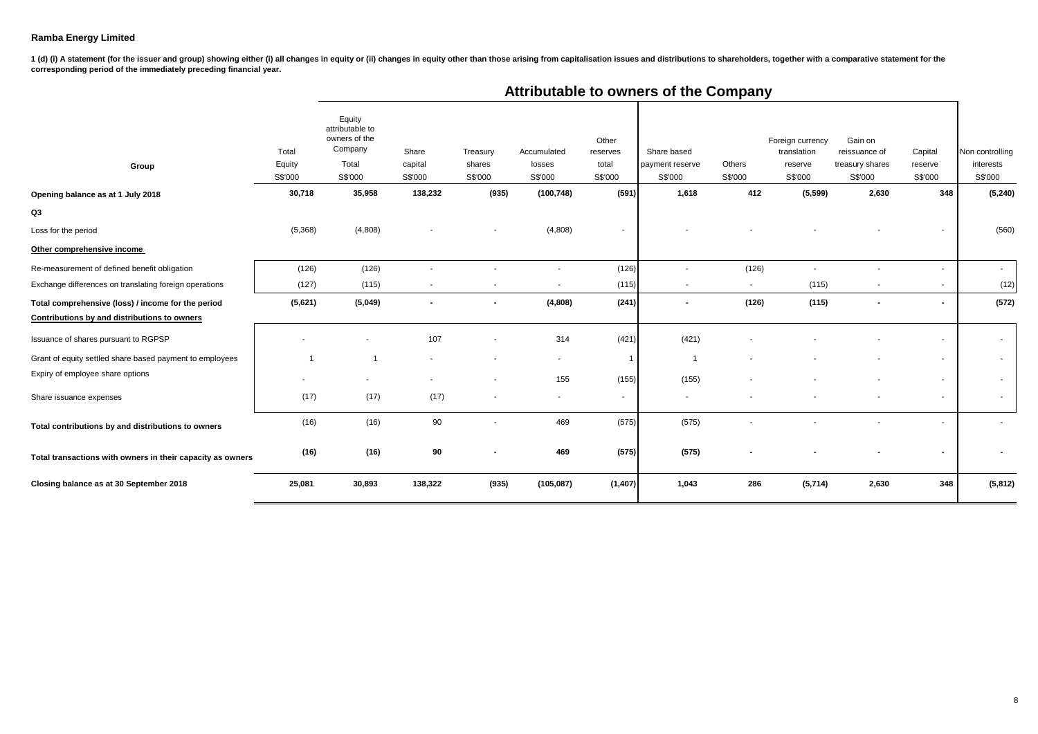**Ramba Energy Limited**

**1 (d) (i) A statement (for the issuer and group) showing either (i) all changes in equity or (ii) changes in equity other than those arising from capitalisation issues and distributions to shareholders, together with a comparative statement for the corresponding period of the immediately preceding financial year.**

| Group | Total Equity S$'000 | Attributable to owners of the Company: Equity attributable to owners of the Company Total S$'000 | Share capital S$'000 | Treasury shares S$'000 | Accumulated losses S$'000 | Other reserves total S$'000 | Share based payment reserve S$'000 | Others S$'000 | Foreign currency translation reserve S$'000 | Gain on reissuance of treasury shares S$'000 | Capital reserve S$'000 | Non controlling interests S$'000 |
|---|---|---|---|---|---|---|---|---|---|---|---|---|
| **Opening balance as at 1 July 2018** | **30,718** | **35,958** | **138,232** | **(935)** | **(100,748)** | **(591)** | **1,618** | **412** | **(5,599)** | **2,630** | **348** | **(5,240)** |
| **Q3** | | | | | | | | | | | | |
| Loss for the period | (5,368) | (4,808) | - | - | (4,808) | - | - | - | - | - | - | (560) |
| **Other comprehensive income** | | | | | | | | | | | | |
| Re-measurement of defined benefit obligation | (126) | (126) | - | - | - | (126) | - | (126) | - | - | - | - |
| Exchange differences on translating foreign operations | (127) | (115) | - | - | - | (115) | - | - | (115) | - | - | (12) |
| **Total comprehensive (loss) / income for the period** | **(5,621)** | **(5,049)** | **-** | **-** | **(4,808)** | **(241)** | **-** | **(126)** | **(115)** | **-** | **-** | **(572)** |
| **Contributions by and distributions to owners** | | | | | | | | | | | | |
| Issuance of shares pursuant to RGPSP | - | - | 107 | - | 314 | (421) | (421) | - | - | - | - | - |
| Grant of equity settled share based payment to employees | 1 | 1 | - | - | - | 1 | 1 | - | - | - | - | - |
| Expiry of employee share options | - | - | - | - | 155 | (155) | (155) | - | - | - | - | - |
| Share issuance expenses | (17) | (17) | (17) | - | - | - | - | - | - | - | - | - |
| **Total contributions by and distributions to owners** | (16) | (16) | 90 | - | 469 | (575) | (575) | - | - | - | - | - |
| **Total transactions with owners in their capacity as owners** | **(16)** | **(16)** | **90** | **-** | **469** | **(575)** | **(575)** | **-** | **-** | **-** | **-** | **-** |
| **Closing balance as at 30 September 2018** | **25,081** | **30,893** | **138,322** | **(935)** | **(105,087)** | **(1,407)** | **1,043** | **286** | **(5,714)** | **2,630** | **348** | **(5,812)** |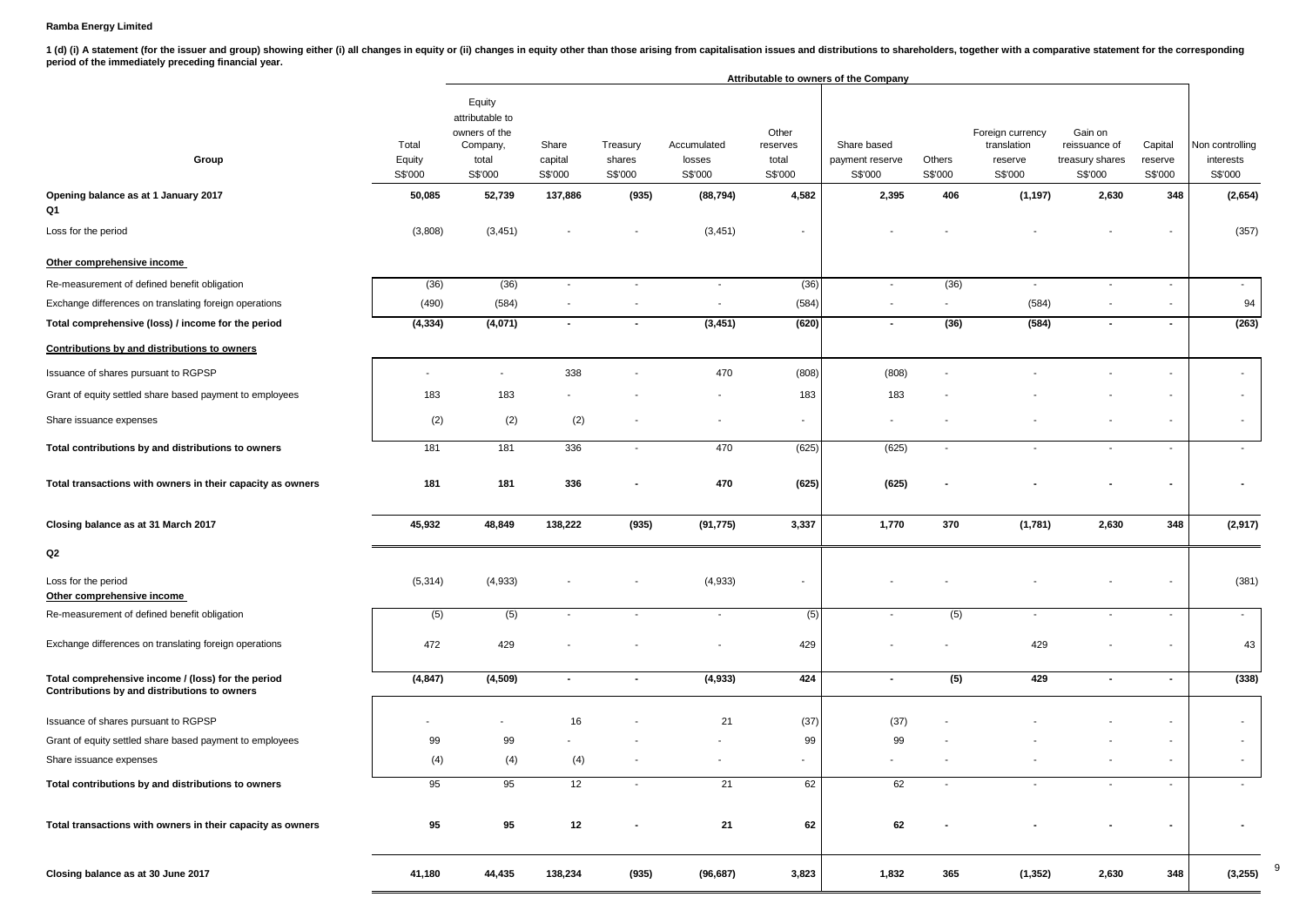**Ramba Energy Limited**

**1 (d) (i) A statement (for the issuer and group) showing either (i) all changes in equity or (ii) changes in equity other than those arising from capitalisation issues and distributions to shareholders, together with a comparative statement for the corresponding period of the immediately preceding financial year.**

| Group | Total Equity S$'000 | Equity attributable to owners of the Company, total S$'000 | Share capital S$'000 | Treasury shares S$'000 | Accumulated losses S$'000 | Other reserves total S$'000 | Share based payment reserve S$'000 | Others S$'000 | Foreign currency translation reserve S$'000 | Gain on reissuance of treasury shares S$'000 | Capital reserve S$'000 | Non controlling interests S$'000 |
|---|---|---|---|---|---|---|---|---|---|---|---|---|
| | | **Attributable to owners of the Company** | | | | | | | | | | |
| **Opening balance as at 1 January 2017** | **50,085** | **52,739** | **137,886** | **(935)** | **(88,794)** | **4,582** | **2,395** | **406** | **(1,197)** | **2,630** | **348** | **(2,654)** |
| **Q1** | | | | | | | | | | | | |
| Loss for the period | (3,808) | (3,451) | - | - | (3,451) | - | - | - | - | - | - | (357) |
| **Other comprehensive income** | | | | | | | | | | | | |
| Re-measurement of defined benefit obligation | (36) | (36) | - | - | - | (36) | - | (36) | - | - | - | - |
| Exchange differences on translating foreign operations | (490) | (584) | - | - | - | (584) | - | - | (584) | - | - | 94 |
| **Total comprehensive (loss) / income for the period** | **(4,334)** | **(4,071)** | **-** | **-** | **(3,451)** | **(620)** | **-** | **(36)** | **(584)** | **-** | **-** | **(263)** |
| **Contributions by and distributions to owners** | | | | | | | | | | | | |
| Issuance of shares pursuant to RGPSP | - | - | 338 | - | 470 | (808) | (808) | - | - | - | - | - |
| Grant of equity settled share based payment to employees | 183 | 183 | - | - | - | 183 | 183 | - | - | - | - | - |
| Share issuance expenses | (2) | (2) | (2) | - | - | - | - | - | - | - | - | - |
| **Total contributions by and distributions to owners** | 181 | 181 | 336 | - | 470 | (625) | (625) | - | - | - | - | - |
| **Total transactions with owners in their capacity as owners** | **181** | **181** | **336** | **-** | **470** | **(625)** | **(625)** | **-** | **-** | **-** | **-** | **-** |
| **Closing balance as at 31 March 2017** | **45,932** | **48,849** | **138,222** | **(935)** | **(91,775)** | **3,337** | **1,770** | **370** | **(1,781)** | **2,630** | **348** | **(2,917)** |
| **Q2** | | | | | | | | | | | | |
| Loss for the period | (5,314) | (4,933) | - | - | (4,933) | - | - | - | - | - | - | (381) |
| **Other comprehensive income** | | | | | | | | | | | | |
| Re-measurement of defined benefit obligation | (5) | (5) | - | - | - | (5) | - | (5) | - | - | - | - |
| Exchange differences on translating foreign operations | 472 | 429 | - | - | - | 429 | - | - | 429 | - | - | 43 |
| **Total comprehensive income / (loss) for the period** | **(4,847)** | **(4,509)** | **-** | **-** | **(4,933)** | **424** | **-** | **(5)** | **429** | **-** | **-** | **(338)** |
| **Contributions by and distributions to owners** | | | | | | | | | | | | |
| Issuance of shares pursuant to RGPSP | - | - | 16 | - | 21 | (37) | (37) | - | - | - | - | - |
| Grant of equity settled share based payment to employees | 99 | 99 | - | - | - | 99 | 99 | - | - | - | - | - |
| Share issuance expenses | (4) | (4) | (4) | - | - | - | - | - | - | - | - | - |
| **Total contributions by and distributions to owners** | 95 | 95 | 12 | - | 21 | 62 | 62 | - | - | - | - | - |
| **Total transactions with owners in their capacity as owners** | **95** | **95** | **12** | **-** | **21** | **62** | **62** | **-** | **-** | **-** | **-** | **-** |
| **Closing balance as at 30 June 2017** | **41,180** | **44,435** | **138,234** | **(935)** | **(96,687)** | **3,823** | **1,832** | **365** | **(1,352)** | **2,630** | **348** | **(3,255)** |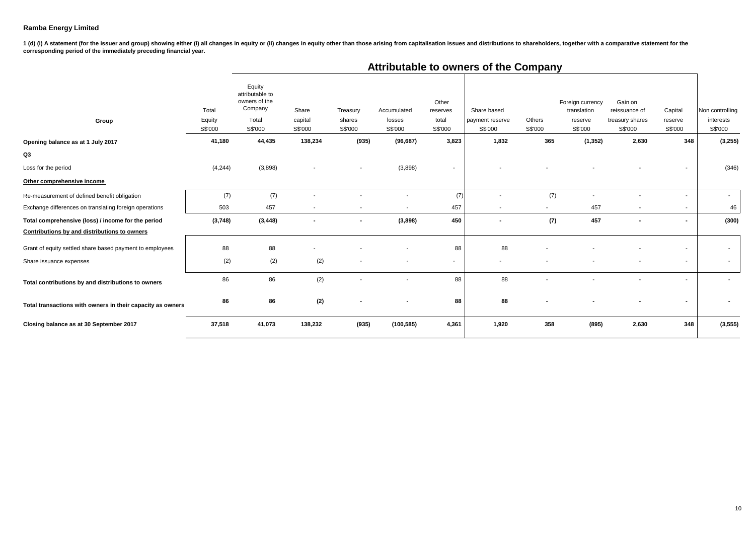**Ramba Energy Limited**

**1 (d) (i) A statement (for the issuer and group) showing either (i) all changes in equity or (ii) changes in equity other than those arising from capitalisation issues and distributions to shareholders, together with a comparative statement for the corresponding period of the immediately preceding financial year.**

| | | Attributable to owners of the Company | | | | | | | | | | |
|---|---|---|---|---|---|---|---|---|---|---|---|---|
| **Group** | Total Equity S$'000 | Equity attributable to owners of the Company Total S$'000 | Share capital S$'000 | Treasury shares S$'000 | Accumulated losses S$'000 | Other reserves total S$'000 | Share based payment reserve S$'000 | Others S$'000 | Foreign currency translation reserve S$'000 | Gain on reissuance of treasury shares S$'000 | Capital reserve S$'000 | Non controlling interests S$'000 |
| **Opening balance as at 1 July 2017** | **41,180** | **44,435** | **138,234** | **(935)** | **(96,687)** | **3,823** | **1,832** | **365** | **(1,352)** | **2,630** | **348** | **(3,255)** |
| **Q3** | | | | | | | | | | | | |
| Loss for the period | (4,244) | (3,898) | - | - | (3,898) | - | - | - | - | - | - | (346) |
| **Other comprehensive income** | | | | | | | | | | | | |
| Re-measurement of defined benefit obligation | (7) | (7) | - | - | - | (7) | - | (7) | - | - | - | - |
| Exchange differences on translating foreign operations | 503 | 457 | - | - | - | 457 | - | - | 457 | - | - | 46 |
| **Total comprehensive (loss) / income for the period** | **(3,748)** | **(3,448)** | **-** | **-** | **(3,898)** | **450** | **-** | **(7)** | **457** | **-** | **-** | **(300)** |
| **Contributions by and distributions to owners** | | | | | | | | | | | | |
| Grant of equity settled share based payment to employees | 88 | 88 | - | - | - | 88 | 88 | - | - | - | - | - |
| Share issuance expenses | (2) | (2) | (2) | - | - | - | - | - | - | - | - | - |
| **Total contributions by and distributions to owners** | 86 | 86 | (2) | - | - | 88 | 88 | - | - | - | - | - |
| **Total transactions with owners in their capacity as owners** | **86** | **86** | **(2)** | **-** | **-** | **88** | **88** | **-** | **-** | **-** | **-** | **-** |
| **Closing balance as at 30 September 2017** | **37,518** | **41,073** | **138,232** | **(935)** | **(100,585)** | **4,361** | **1,920** | **358** | **(895)** | **2,630** | **348** | **(3,555)** |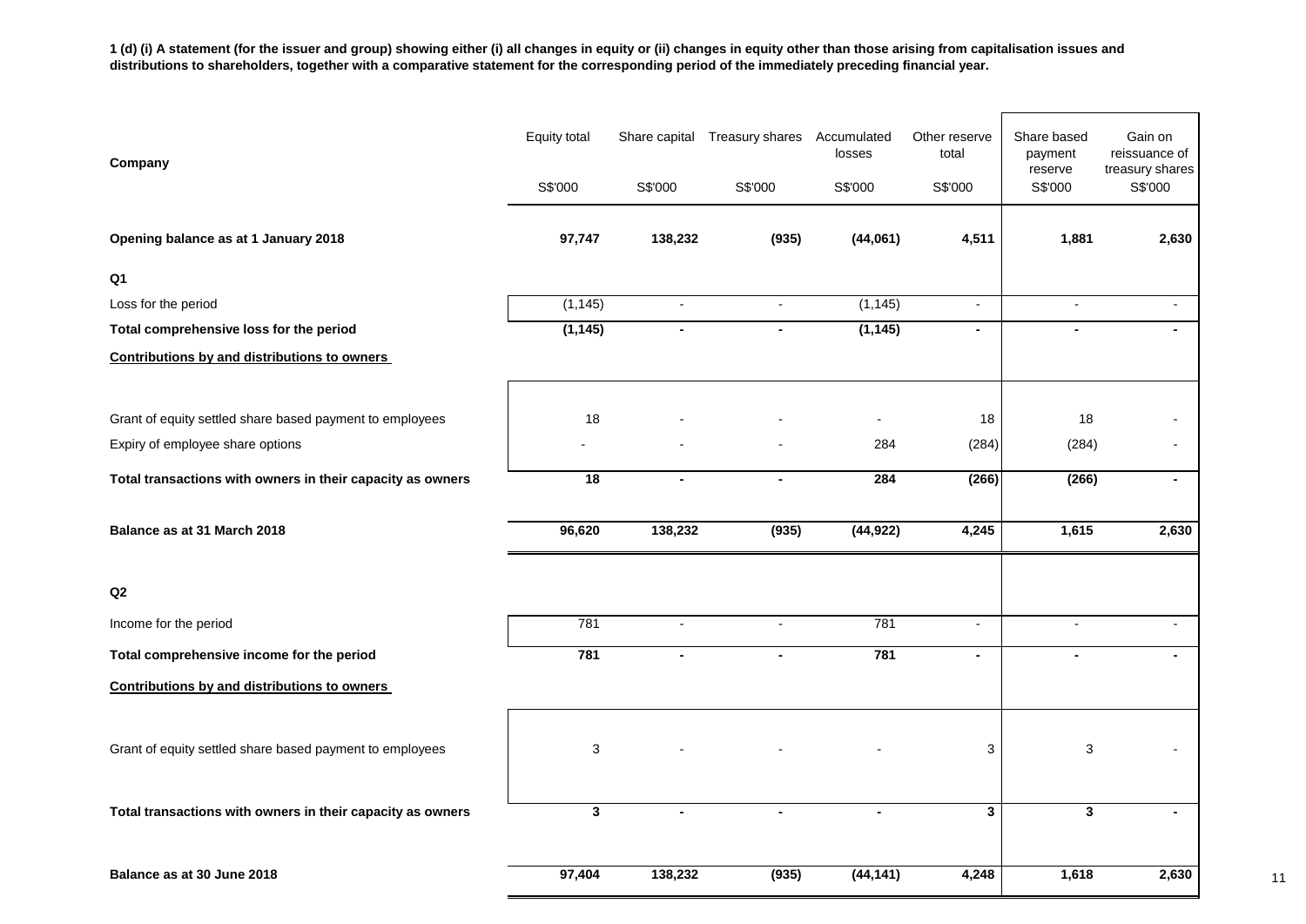**1 (d) (i) A statement (for the issuer and group) showing either (i) all changes in equity or (ii) changes in equity other than those arising from capitalisation issues and distributions to shareholders, together with a comparative statement for the corresponding period of the immediately preceding financial year.**

| Company | Equity total | Share capital | Treasury shares | Accumulated losses | Other reserve total | Share based payment reserve | Gain on reissuance of treasury shares |
|---|---|---|---|---|---|---|---|
| | S$'000 | S$'000 | S$'000 | S$'000 | S$'000 | S$'000 | S$'000 |
| **Opening balance as at 1 January 2018** | **97,747** | **138,232** | **(935)** | **(44,061)** | **4,511** | **1,881** | **2,630** |
| **Q1** | | | | | | | |
| Loss for the period | (1,145) | - | - | (1,145) | - | - | - |
| **Total comprehensive loss for the period** | **(1,145)** | **-** | **-** | **(1,145)** | **-** | **-** | **-** |
| **Contributions by and distributions to owners** | | | | | | | |
| Grant of equity settled share based payment to employees | 18 | - | - | - | 18 | 18 | - |
| Expiry of employee share options | - | - | - | 284 | (284) | (284) | - |
| **Total transactions with owners in their capacity as owners** | **18** | **-** | **-** | **284** | **(266)** | **(266)** | **-** |
| **Balance as at 31 March 2018** | **96,620** | **138,232** | **(935)** | **(44,922)** | **4,245** | **1,615** | **2,630** |
| **Q2** | | | | | | | |
| Income for the period | 781 | - | - | 781 | - | - | - |
| **Total comprehensive income for the period** | **781** | **-** | **-** | **781** | **-** | **-** | **-** |
| **Contributions by and distributions to owners** | | | | | | | |
| Grant of equity settled share based payment to employees | 3 | - | - | - | 3 | 3 | - |
| **Total transactions with owners in their capacity as owners** | **3** | **-** | **-** | **-** | **3** | **3** | **-** |
| **Balance as at 30 June 2018** | **97,404** | **138,232** | **(935)** | **(44,141)** | **4,248** | **1,618** | **2,630** |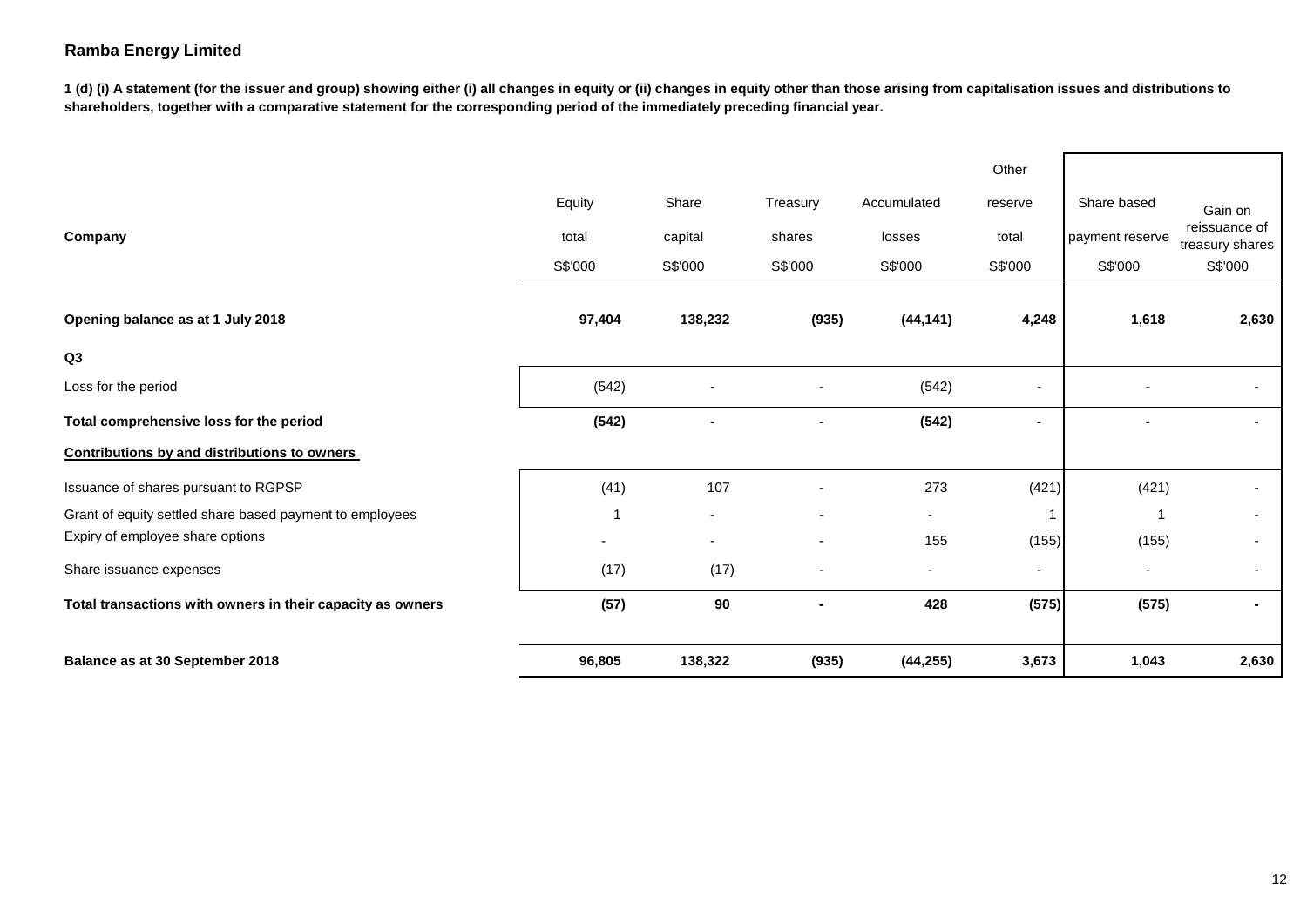**Ramba Energy Limited**

**1 (d) (i) A statement (for the issuer and group) showing either (i) all changes in equity or (ii) changes in equity other than those arising from capitalisation issues and distributions to shareholders, together with a comparative statement for the corresponding period of the immediately preceding financial year.**

| Company | Equity total | Share capital | Treasury shares | Accumulated losses | Other reserve total | Share based payment reserve | Gain on reissuance of treasury shares |
|---|---|---|---|---|---|---|---|
| | S$'000 | S$'000 | S$'000 | S$'000 | S$'000 | S$'000 | S$'000 |
| **Opening balance as at 1 July 2018** | **97,404** | **138,232** | **(935)** | **(44,141)** | **4,248** | **1,618** | **2,630** |
| **Q3** | | | | | | | |
| Loss for the period | (542) | - | - | (542) | - | - | - |
| **Total comprehensive loss for the period** | **(542)** | **-** | **-** | **(542)** | **-** | **-** | **-** |
| **Contributions by and distributions to owners** | | | | | | | |
| Issuance of shares pursuant to RGPSP | (41) | 107 | - | 273 | (421) | (421) | - |
| Grant of equity settled share based payment to employees | 1 | - | - | - | 1 | 1 | - |
| Expiry of employee share options | - | - | - | 155 | (155) | (155) | - |
| Share issuance expenses | (17) | (17) | - | - | - | - | - |
| **Total transactions with owners in their capacity as owners** | **(57)** | **90** | **-** | **428** | **(575)** | **(575)** | **-** |
| **Balance as at 30 September 2018** | **96,805** | **138,322** | **(935)** | **(44,255)** | **3,673** | **1,043** | **2,630** |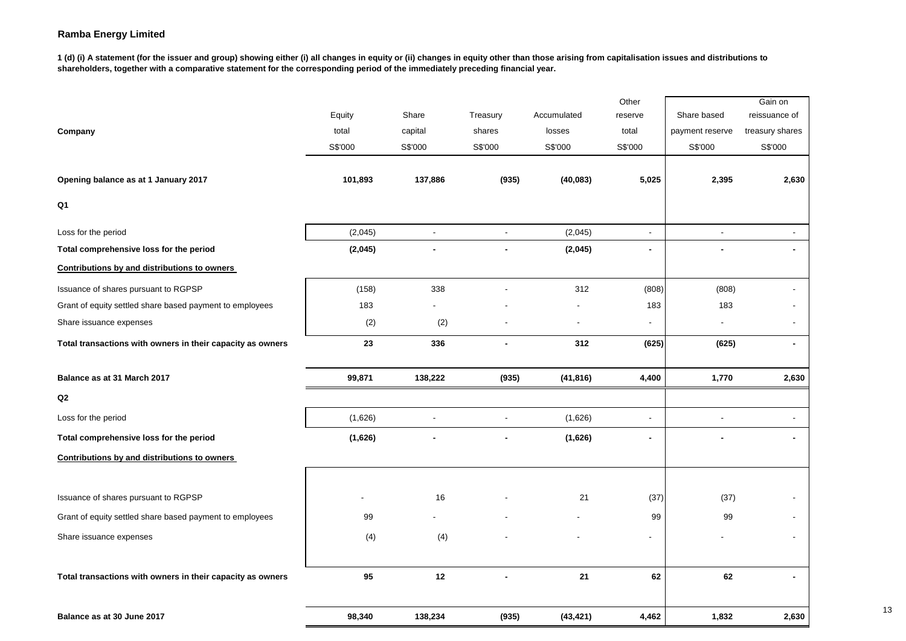## Ramba Energy Limited

**1 (d) (i) A statement (for the issuer and group) showing either (i) all changes in equity or (ii) changes in equity other than those arising from capitalisation issues and distributions to shareholders, together with a comparative statement for the corresponding period of the immediately preceding financial year.**

| Company | Equity total | Share capital | Treasury shares | Accumulated losses | Other reserve total | Share based payment reserve | Gain on reissuance of treasury shares |
|---|---|---|---|---|---|---|---|
| | S$'000 | S$'000 | S$'000 | S$'000 | S$'000 | S$'000 | S$'000 |
| **Opening balance as at 1 January 2017** | **101,893** | **137,886** | **(935)** | **(40,083)** | **5,025** | **2,395** | **2,630** |
| **Q1** | | | | | | | |
| Loss for the period | (2,045) | - | - | (2,045) | - | - | - |
| **Total comprehensive loss for the period** | **(2,045)** | **-** | **-** | **(2,045)** | **-** | **-** | **-** |
| **Contributions by and distributions to owners** | | | | | | | |
| Issuance of shares pursuant to RGPSP | (158) | 338 | - | 312 | (808) | (808) | - |
| Grant of equity settled share based payment to employees | 183 | - | - | - | 183 | 183 | - |
| Share issuance expenses | (2) | (2) | - | - | - | - | - |
| **Total transactions with owners in their capacity as owners** | **23** | **336** | **-** | **312** | **(625)** | **(625)** | **-** |
| **Balance as at 31 March 2017** | **99,871** | **138,222** | **(935)** | **(41,816)** | **4,400** | **1,770** | **2,630** |
| **Q2** | | | | | | | |
| Loss for the period | (1,626) | - | - | (1,626) | - | - | - |
| **Total comprehensive loss for the period** | **(1,626)** | **-** | **-** | **(1,626)** | **-** | **-** | **-** |
| **Contributions by and distributions to owners** | | | | | | | |
| Issuance of shares pursuant to RGPSP | - | 16 | - | 21 | (37) | (37) | - |
| Grant of equity settled share based payment to employees | 99 | - | - | - | 99 | 99 | - |
| Share issuance expenses | (4) | (4) | - | - | - | - | - |
| **Total transactions with owners in their capacity as owners** | **95** | **12** | **-** | **21** | **62** | **62** | **-** |
| **Balance as at 30 June 2017** | **98,340** | **138,234** | **(935)** | **(43,421)** | **4,462** | **1,832** | **2,630** |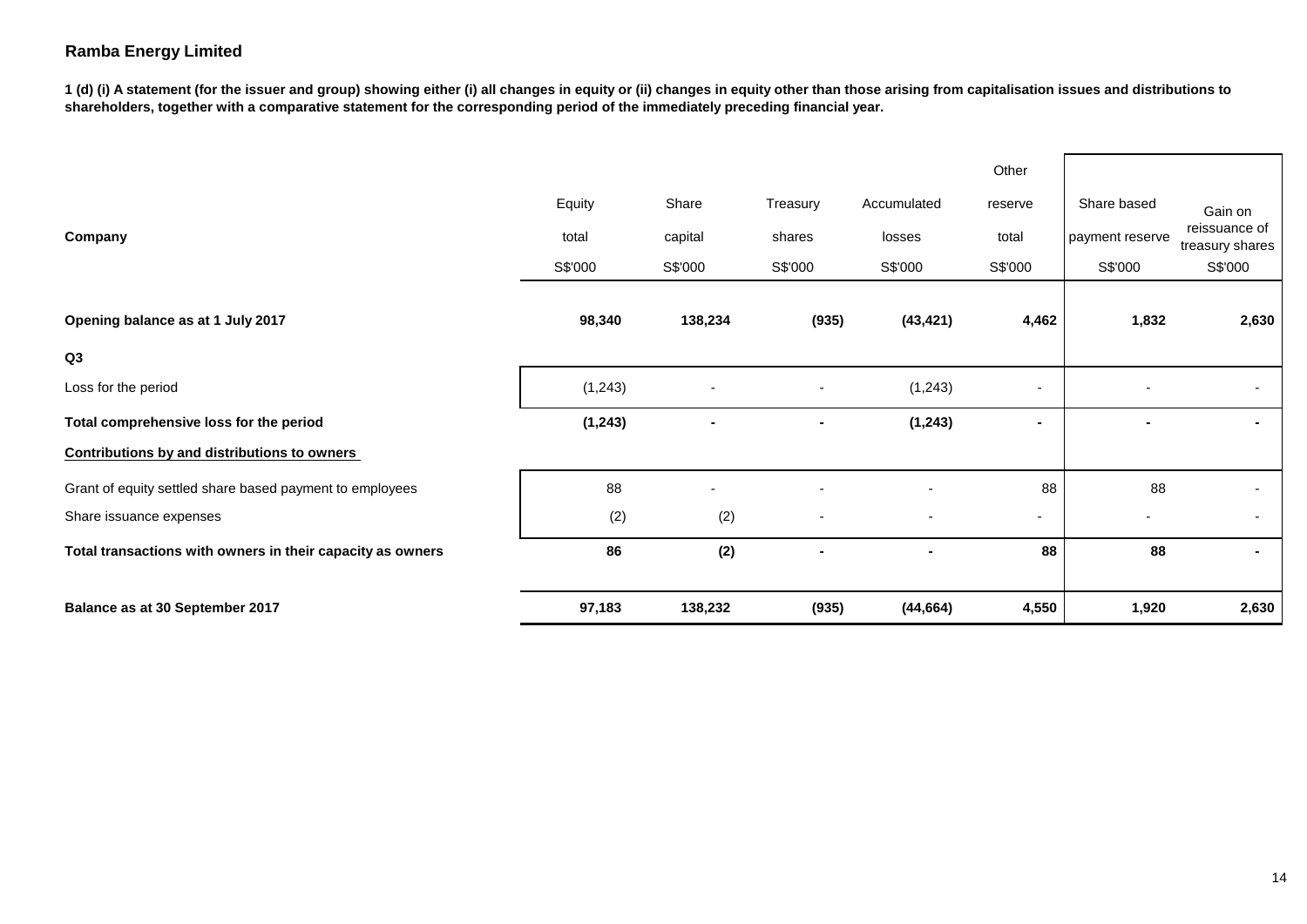**Ramba Energy Limited**

**1 (d) (i) A statement (for the issuer and group) showing either (i) all changes in equity or (ii) changes in equity other than those arising from capitalisation issues and distributions to shareholders, together with a comparative statement for the corresponding period of the immediately preceding financial year.**

| Company | Equity total | Share capital | Treasury shares | Accumulated losses | Other reserve total | Share based payment reserve | Gain on reissuance of treasury shares |
|---|---|---|---|---|---|---|---|
| | S$'000 | S$'000 | S$'000 | S$'000 | S$'000 | S$'000 | S$'000 |
| **Opening balance as at 1 July 2017** | **98,340** | **138,234** | **(935)** | **(43,421)** | **4,462** | **1,832** | **2,630** |
| **Q3** | | | | | | | |
| Loss for the period | (1,243) | - | - | (1,243) | - | - | - |
| **Total comprehensive loss for the period** | **(1,243)** | **-** | **-** | **(1,243)** | **-** | **-** | **-** |
| **Contributions by and distributions to owners** | | | | | | | |
| Grant of equity settled share based payment to employees | 88 | - | - | - | 88 | 88 | - |
| Share issuance expenses | (2) | (2) | - | - | - | - | - |
| **Total transactions with owners in their capacity as owners** | **86** | **(2)** | **-** | **-** | **88** | **88** | **-** |
| **Balance as at 30 September 2017** | **97,183** | **138,232** | **(935)** | **(44,664)** | **4,550** | **1,920** | **2,630** |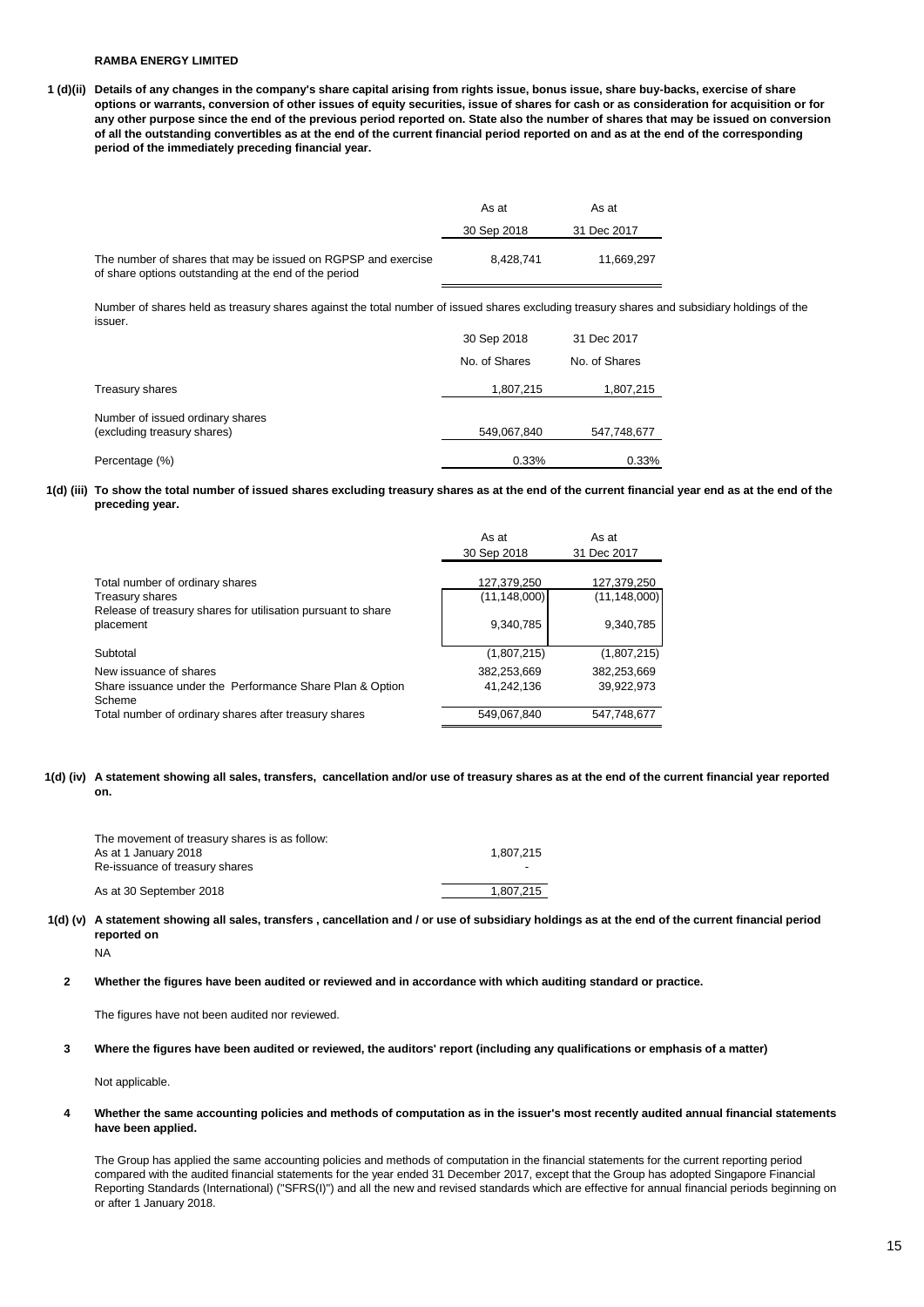**RAMBA ENERGY LIMITED**

**1 (d)(ii) Details of any changes in the company's share capital arising from rights issue, bonus issue, share buy-backs, exercise of share options or warrants, conversion of other issues of equity securities, issue of shares for cash or as consideration for acquisition or for any other purpose since the end of the previous period reported on. State also the number of shares that may be issued on conversion of all the outstanding convertibles as at the end of the current financial period reported on and as at the end of the corresponding period of the immediately preceding financial year.**

| | As at 30 Sep 2018 | As at 31 Dec 2017 |
|---|---|---|
| The number of shares that may be issued on RGPSP and exercise of share options outstanding at the end of the period | 8,428,741 | 11,669,297 |

Number of shares held as treasury shares against the total number of issued shares excluding treasury shares and subsidiary holdings of the issuer.

| | 30 Sep 2018 | 31 Dec 2017 |
|---|---|---|
| | No. of Shares | No. of Shares |
| Treasury shares | 1,807,215 | 1,807,215 |
| Number of issued ordinary shares (excluding treasury shares) | 549,067,840 | 547,748,677 |
| Percentage (%) | 0.33% | 0.33% |

**1(d) (iii) To show the total number of issued shares excluding treasury shares as at the end of the current financial year end as at the end of the preceding year.**

| | As at 30 Sep 2018 | As at 31 Dec 2017 |
|---|---|---|
| Total number of ordinary shares | 127,379,250 | 127,379,250 |
| Treasury shares | (11,148,000) | (11,148,000) |
| Release of treasury shares for utilisation pursuant to share placement | 9,340,785 | 9,340,785 |
| Subtotal | (1,807,215) | (1,807,215) |
| New issuance of shares | 382,253,669 | 382,253,669 |
| Share issuance under the Performance Share Plan & Option Scheme | 41,242,136 | 39,922,973 |
| Total number of ordinary shares after treasury shares | 549,067,840 | 547,748,677 |

**1(d) (iv) A statement showing all sales, transfers, cancellation and/or use of treasury shares as at the end of the current financial year reported on.**

| The movement of treasury shares is as follow: | |
|---|---|
| As at 1 January 2018 | 1,807,215 |
| Re-issuance of treasury shares | - |
| As at 30 September 2018 | 1,807,215 |

**1(d) (v) A statement showing all sales, transfers , cancellation and / or use of subsidiary holdings as at the end of the current financial period reported on**

NA

**2 Whether the figures have been audited or reviewed and in accordance with which auditing standard or practice.**

The figures have not been audited nor reviewed.

**3 Where the figures have been audited or reviewed, the auditors' report (including any qualifications or emphasis of a matter)**

Not applicable.

**4 Whether the same accounting policies and methods of computation as in the issuer's most recently audited annual financial statements have been applied.**

The Group has applied the same accounting policies and methods of computation in the financial statements for the current reporting period compared with the audited financial statements for the year ended 31 December 2017, except that the Group has adopted Singapore Financial Reporting Standards (International) ("SFRS(I)") and all the new and revised standards which are effective for annual financial periods beginning on or after 1 January 2018.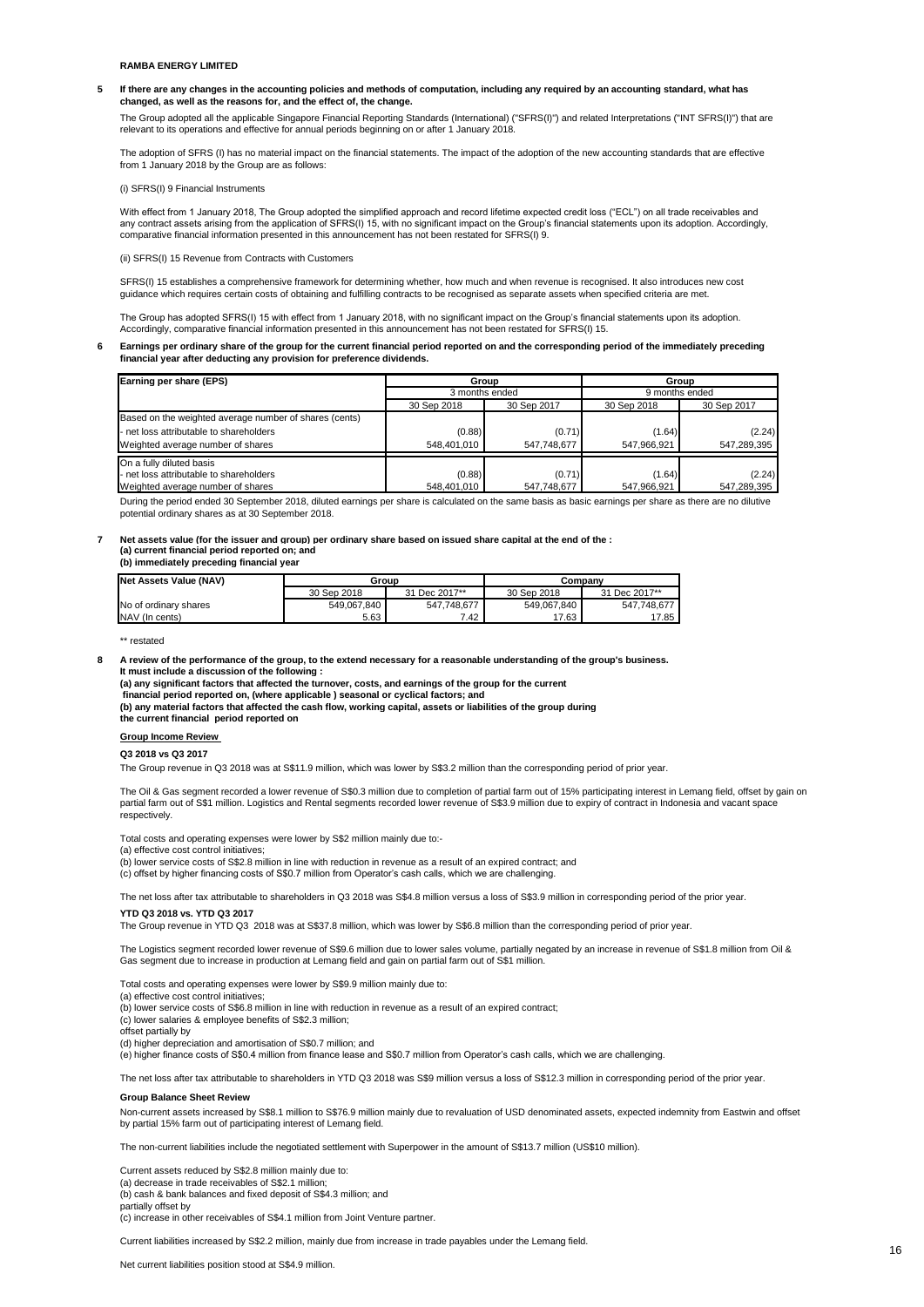**RAMBA ENERGY LIMITED**

**5 If there are any changes in the accounting policies and methods of computation, including any required by an accounting standard, what has changed, as well as the reasons for, and the effect of, the change.**

The Group adopted all the applicable Singapore Financial Reporting Standards (International) ("SFRS(I)") and related Interpretations ("INT SFRS(I)") that are relevant to its operations and effective for annual periods beginning on or after 1 January 2018.

The adoption of SFRS (I) has no material impact on the financial statements. The impact of the adoption of the new accounting standards that are effective from 1 January 2018 by the Group are as follows:

(i) SFRS(I) 9 Financial Instruments

With effect from 1 January 2018, The Group adopted the simplified approach and record lifetime expected credit loss ("ECL") on all trade receivables and any contract assets arising from the application of SFRS(I) 15, with no significant impact on the Group's financial statements upon its adoption. Accordingly, comparative financial information presented in this announcement has not been restated for SFRS(I) 9.

(ii) SFRS(I) 15 Revenue from Contracts with Customers

SFRS(I) 15 establishes a comprehensive framework for determining whether, how much and when revenue is recognised. It also introduces new cost guidance which requires certain costs of obtaining and fulfilling contracts to be recognised as separate assets when specified criteria are met.

The Group has adopted SFRS(I) 15 with effect from 1 January 2018, with no significant impact on the Group's financial statements upon its adoption. Accordingly, comparative financial information presented in this announcement has not been restated for SFRS(I) 15.

**6 Earnings per ordinary share of the group for the current financial period reported on and the corresponding period of the immediately preceding financial year after deducting any provision for preference dividends.**

| Earning per share (EPS) | Group | | Group | |
|---|---|---|---|---|
| | 3 months ended | | 9 months ended | |
| | 30 Sep 2018 | 30 Sep 2017 | 30 Sep 2018 | 30 Sep 2017 |
| Based on the weighted average number of shares (cents) | | | | |
| - net loss attributable to shareholders | (0.88) | (0.71) | (1.64) | (2.24) |
| Weighted average number of shares | 548,401,010 | 547,748,677 | 547,966,921 | 547,289,395 |
| On a fully diluted basis | | | | |
| - net loss attributable to shareholders | (0.88) | (0.71) | (1.64) | (2.24) |
| Weighted average number of shares | 548,401,010 | 547,748,677 | 547,966,921 | 547,289,395 |

During the period ended 30 September 2018, diluted earnings per share is calculated on the same basis as basic earnings per share as there are no dilutive potential ordinary shares as at 30 September 2018.

**7 Net assets value (for the issuer and group) per ordinary share based on issued share capital at the end of the :**
**(a) current financial period reported on; and**
**(b) immediately preceding financial year**

| Net Assets Value (NAV) | Group | | Company | |
|---|---|---|---|---|
| | 30 Sep 2018 | 31 Dec 2017** | 30 Sep 2018 | 31 Dec 2017** |
| No of ordinary shares | 549,067,840 | 547,748,677 | 549,067,840 | 547,748,677 |
| NAV (In cents) | 5.63 | 7.42 | 17.63 | 17.85 |

** restated

**8 A review of the performance of the group, to the extend necessary for a reasonable understanding of the group's business. It must include a discussion of the following :**
**(a) any significant factors that affected the turnover, costs, and earnings of the group for the current financial period reported on, (where applicable ) seasonal or cyclical factors; and**
**(b) any material factors that affected the cash flow, working capital, assets or liabilities of the group during the current financial period reported on**

**Group Income Review**

**Q3 2018 vs Q3 2017**

The Group revenue in Q3 2018 was at S$11.9 million, which was lower by S$3.2 million than the corresponding period of prior year.

The Oil & Gas segment recorded a lower revenue of S$0.3 million due to completion of partial farm out of 15% participating interest in Lemang field, offset by gain on partial farm out of S$1 million. Logistics and Rental segments recorded lower revenue of S$3.9 million due to expiry of contract in Indonesia and vacant space respectively.

Total costs and operating expenses were lower by S$2 million mainly due to:-
(a) effective cost control initiatives;
(b) lower service costs of S$2.8 million in line with reduction in revenue as a result of an expired contract; and
(c) offset by higher financing costs of S$0.7 million from Operator's cash calls, which we are challenging.

The net loss after tax attributable to shareholders in Q3 2018 was S$4.8 million versus a loss of S$3.9 million in corresponding period of the prior year.

**YTD Q3 2018 vs. YTD Q3 2017**

The Group revenue in YTD Q3 2018 was at S$37.8 million, which was lower by S$6.8 million than the corresponding period of prior year.

The Logistics segment recorded lower revenue of S$9.6 million due to lower sales volume, partially negated by an increase in revenue of S$1.8 million from Oil & Gas segment due to increase in production at Lemang field and gain on partial farm out of S$1 million.

Total costs and operating expenses were lower by S$9.9 million mainly due to:
(a) effective cost control initiatives;
(b) lower service costs of S$6.8 million in line with reduction in revenue as a result of an expired contract;
(c) lower salaries & employee benefits of S$2.3 million;
offset partially by
(d) higher depreciation and amortisation of S$0.7 million; and
(e) higher finance costs of S$0.4 million from finance lease and S$0.7 million from Operator's cash calls, which we are challenging.

The net loss after tax attributable to shareholders in YTD Q3 2018 was S$9 million versus a loss of S$12.3 million in corresponding period of the prior year.

**Group Balance Sheet Review**

Non-current assets increased by S$8.1 million to S$76.9 million mainly due to revaluation of USD denominated assets, expected indemnity from Eastwin and offset by partial 15% farm out of participating interest of Lemang field.

The non-current liabilities include the negotiated settlement with Superpower in the amount of S$13.7 million (US$10 million).

Current assets reduced by S$2.8 million mainly due to:
(a) decrease in trade receivables of S$2.1 million;
(b) cash & bank balances and fixed deposit of S$4.3 million; and
partially offset by
(c) increase in other receivables of S$4.1 million from Joint Venture partner.

Current liabilities increased by S$2.2 million, mainly due from increase in trade payables under the Lemang field.

Net current liabilities position stood at S$4.9 million.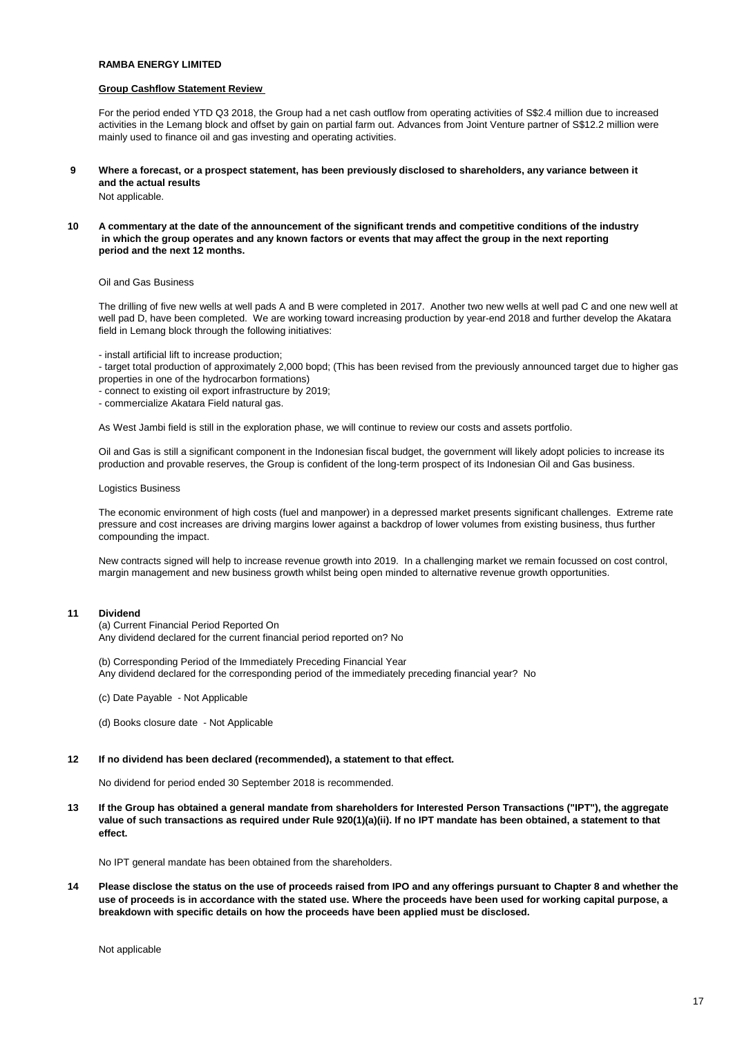**RAMBA ENERGY LIMITED**

**Group Cashflow Statement Review**

For the period ended YTD Q3 2018, the Group had a net cash outflow from operating activities of S$2.4 million due to increased activities in the Lemang block and offset by gain on partial farm out. Advances from Joint Venture partner of S$12.2 million were mainly used to finance oil and gas investing and operating activities.

**9 Where a forecast, or a prospect statement, has been previously disclosed to shareholders, any variance between it and the actual results**

Not applicable.

**10 A commentary at the date of the announcement of the significant trends and competitive conditions of the industry in which the group operates and any known factors or events that may affect the group in the next reporting period and the next 12 months.**

Oil and Gas Business

The drilling of five new wells at well pads A and B were completed in 2017. Another two new wells at well pad C and one new well at well pad D, have been completed. We are working toward increasing production by year-end 2018 and further develop the Akatara field in Lemang block through the following initiatives:

- install artificial lift to increase production;
- target total production of approximately 2,000 bopd; (This has been revised from the previously announced target due to higher gas properties in one of the hydrocarbon formations)
- connect to existing oil export infrastructure by 2019;
- commercialize Akatara Field natural gas.

As West Jambi field is still in the exploration phase, we will continue to review our costs and assets portfolio.

Oil and Gas is still a significant component in the Indonesian fiscal budget, the government will likely adopt policies to increase its production and provable reserves, the Group is confident of the long-term prospect of its Indonesian Oil and Gas business.

Logistics Business

The economic environment of high costs (fuel and manpower) in a depressed market presents significant challenges. Extreme rate pressure and cost increases are driving margins lower against a backdrop of lower volumes from existing business, thus further compounding the impact.

New contracts signed will help to increase revenue growth into 2019. In a challenging market we remain focussed on cost control, margin management and new business growth whilst being open minded to alternative revenue growth opportunities.

**11 Dividend**

(a) Current Financial Period Reported On
Any dividend declared for the current financial period reported on? No

(b) Corresponding Period of the Immediately Preceding Financial Year
Any dividend declared for the corresponding period of the immediately preceding financial year? No

(c) Date Payable - Not Applicable

(d) Books closure date - Not Applicable

**12 If no dividend has been declared (recommended), a statement to that effect.**

No dividend for period ended 30 September 2018 is recommended.

**13 If the Group has obtained a general mandate from shareholders for Interested Person Transactions ("IPT"), the aggregate value of such transactions as required under Rule 920(1)(a)(ii). If no IPT mandate has been obtained, a statement to that effect.**

No IPT general mandate has been obtained from the shareholders.

**14 Please disclose the status on the use of proceeds raised from IPO and any offerings pursuant to Chapter 8 and whether the use of proceeds is in accordance with the stated use. Where the proceeds have been used for working capital purpose, a breakdown with specific details on how the proceeds have been applied must be disclosed.**

Not applicable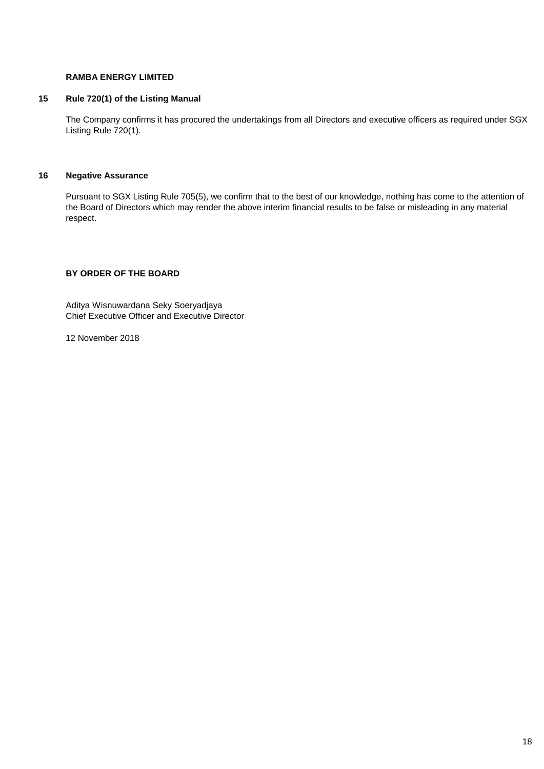**RAMBA ENERGY LIMITED**

## 15 Rule 720(1) of the Listing Manual

The Company confirms it has procured the undertakings from all Directors and executive officers as required under SGX Listing Rule 720(1).

## 16 Negative Assurance

Pursuant to SGX Listing Rule 705(5), we confirm that to the best of our knowledge, nothing has come to the attention of the Board of Directors which may render the above interim financial results to be false or misleading in any material respect.

**BY ORDER OF THE BOARD**

Aditya Wisnuwardana Seky Soeryadjaya
Chief Executive Officer and Executive Director

12 November 2018